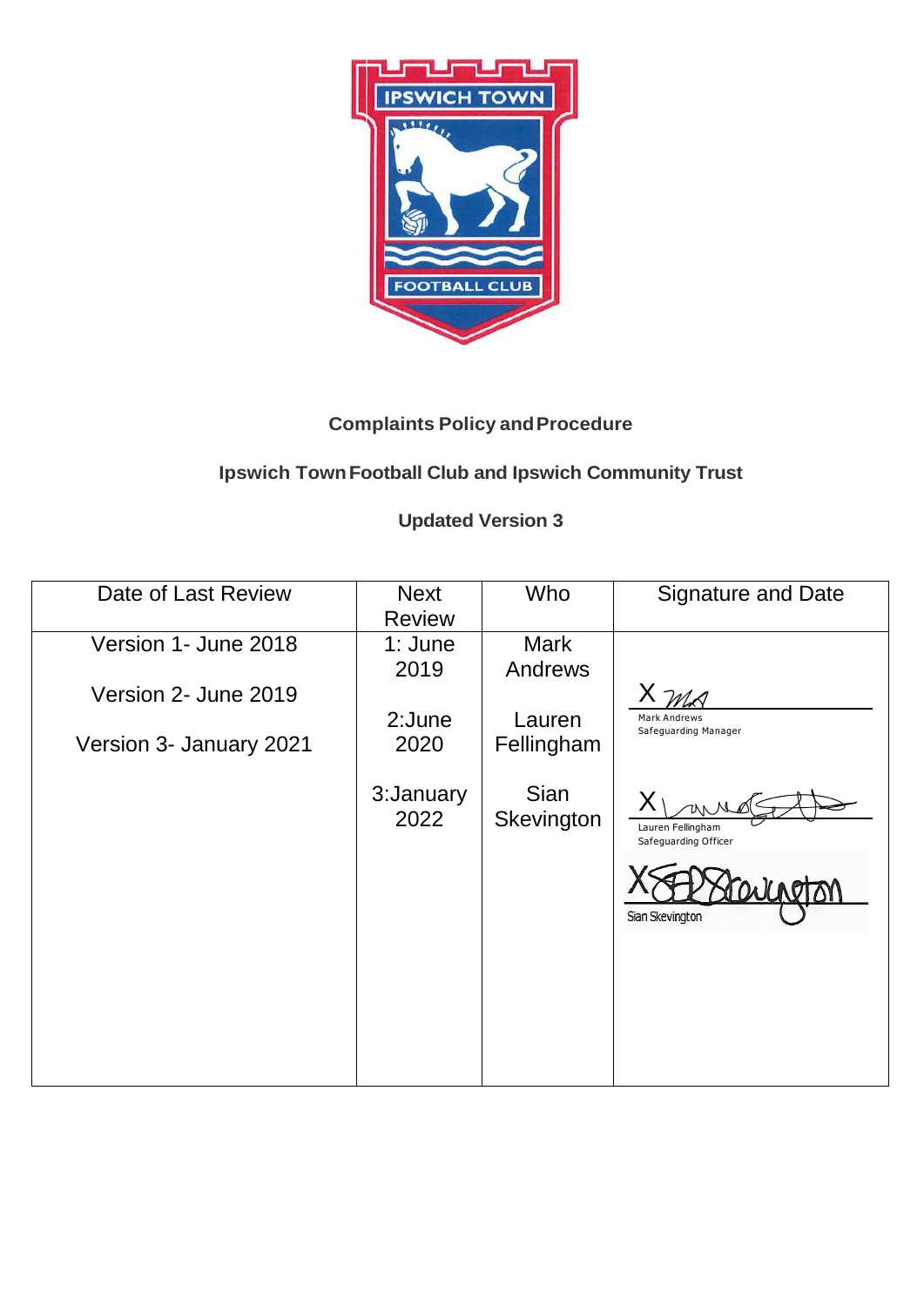**Complaints Policy and Procedure**

**Ipswich Town Football Club and Ipswich Community Trust**

**Updated Version 3**

| Date of Last Review | Next Review | Who | Signature and Date |
|---|---|---|---|
| Version 1- June 2018<br><br>Version 2- June 2019<br><br>Version 3- January 2021 | 1: June 2019<br><br>2:June 2020<br><br>3:January 2022 | Mark Andrews<br><br>Lauren Fellingham<br><br>Sian Skevington | X<br>Mark Andrews<br>Safeguarding Manager<br><br>X<br>Lauren Fellingham<br>Safeguarding Officer<br><br>X<br>Sian Skevington |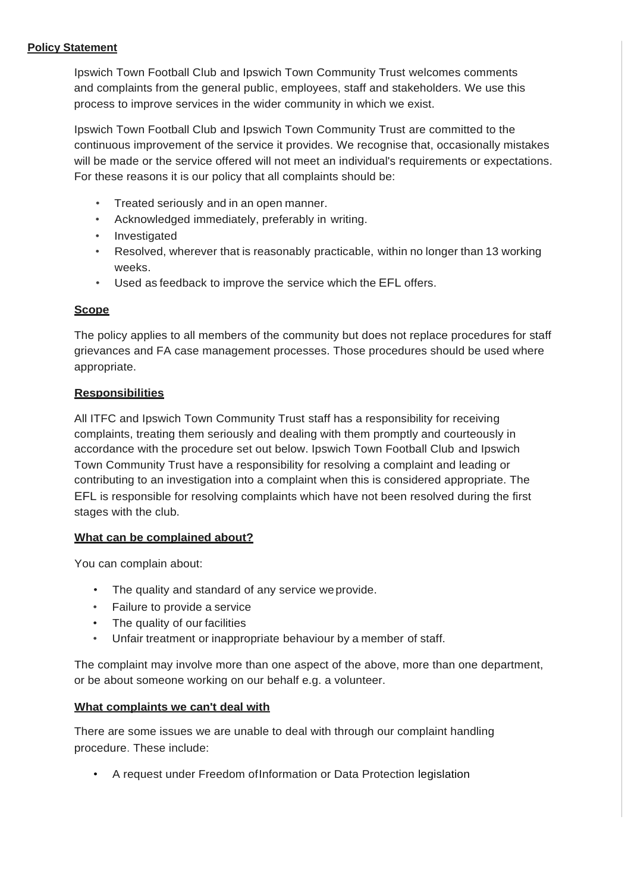**Policy Statement**

Ipswich Town Football Club and Ipswich Town Community Trust welcomes comments and complaints from the general public, employees, staff and stakeholders. We use this process to improve services in the wider community in which we exist.

Ipswich Town Football Club and Ipswich Town Community Trust are committed to the continuous improvement of the service it provides. We recognise that, occasionally mistakes will be made or the service offered will not meet an individual's requirements or expectations. For these reasons it is our policy that all complaints should be:

- Treated seriously and in an open manner.
- Acknowledged immediately, preferably in writing.
- Investigated
- Resolved, wherever that is reasonably practicable, within no longer than 13 working weeks.
- Used as feedback to improve the service which the EFL offers.

**Scope**

The policy applies to all members of the community but does not replace procedures for staff grievances and FA case management processes. Those procedures should be used where appropriate.

**Responsibilities**

All ITFC and Ipswich Town Community Trust staff has a responsibility for receiving complaints, treating them seriously and dealing with them promptly and courteously in accordance with the procedure set out below. Ipswich Town Football Club and Ipswich Town Community Trust have a responsibility for resolving a complaint and leading or contributing to an investigation into a complaint when this is considered appropriate. The EFL is responsible for resolving complaints which have not been resolved during the first stages with the club.

**What can be complained about?**

You can complain about:

- The quality and standard of any service we provide.
- Failure to provide a service
- The quality of our facilities
- Unfair treatment or inappropriate behaviour by a member of staff.

The complaint may involve more than one aspect of the above, more than one department, or be about someone working on our behalf e.g. a volunteer.

**What complaints we can't deal with**

There are some issues we are unable to deal with through our complaint handling procedure. These include:

- A request under Freedom of Information or Data Protection legislation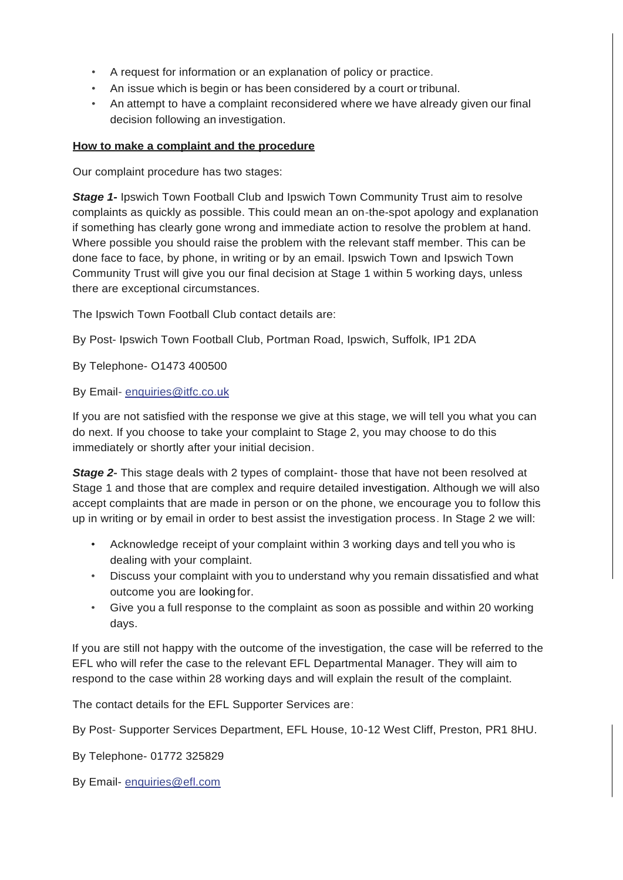- A request for information or an explanation of policy or practice.
- An issue which is begin or has been considered by a court or tribunal.
- An attempt to have a complaint reconsidered where we have already given our final decision following an investigation.

**How to make a complaint and the procedure**

Our complaint procedure has two stages:

***Stage 1-*** Ipswich Town Football Club and Ipswich Town Community Trust aim to resolve complaints as quickly as possible. This could mean an on-the-spot apology and explanation if something has clearly gone wrong and immediate action to resolve the problem at hand. Where possible you should raise the problem with the relevant staff member. This can be done face to face, by phone, in writing or by an email. Ipswich Town and Ipswich Town Community Trust will give you our final decision at Stage 1 within 5 working days, unless there are exceptional circumstances.

The Ipswich Town Football Club contact details are:

By Post- Ipswich Town Football Club, Portman Road, Ipswich, Suffolk, IP1 2DA

By Telephone- O1473 400500

By Email- enquiries@itfc.co.uk

If you are not satisfied with the response we give at this stage, we will tell you what you can do next. If you choose to take your complaint to Stage 2, you may choose to do this immediately or shortly after your initial decision.

***Stage 2-*** This stage deals with 2 types of complaint- those that have not been resolved at Stage 1 and those that are complex and require detailed investigation. Although we will also accept complaints that are made in person or on the phone, we encourage you to follow this up in writing or by email in order to best assist the investigation process. In Stage 2 we will:

- Acknowledge receipt of your complaint within 3 working days and tell you who is dealing with your complaint.
- Discuss your complaint with you to understand why you remain dissatisfied and what outcome you are looking for.
- Give you a full response to the complaint as soon as possible and within 20 working days.

If you are still not happy with the outcome of the investigation, the case will be referred to the EFL who will refer the case to the relevant EFL Departmental Manager. They will aim to respond to the case within 28 working days and will explain the result of the complaint.

The contact details for the EFL Supporter Services are:

By Post- Supporter Services Department, EFL House, 10-12 West Cliff, Preston, PR1 8HU.

By Telephone- 01772 325829

By Email- enquiries@efl.com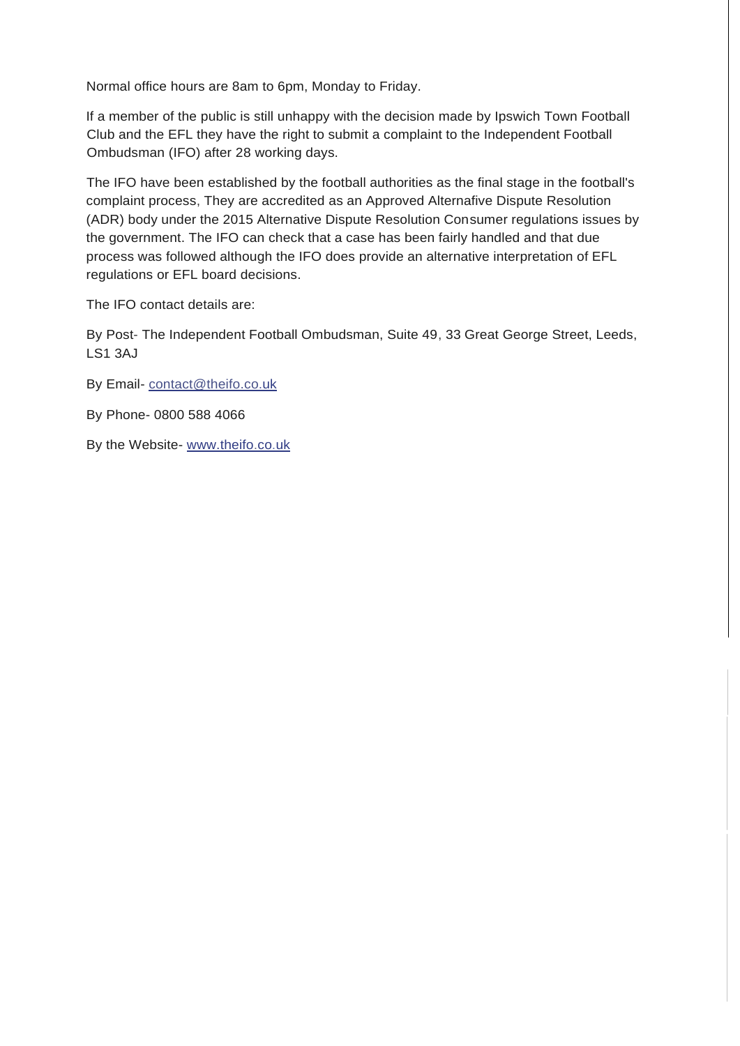Normal office hours are 8am to 6pm, Monday to Friday.

If a member of the public is still unhappy with the decision made by Ipswich Town Football Club and the EFL they have the right to submit a complaint to the Independent Football Ombudsman (IFO) after 28 working days.

The IFO have been established by the football authorities as the final stage in the football's complaint process, They are accredited as an Approved Alternafive Dispute Resolution (ADR) body under the 2015 Alternative Dispute Resolution Consumer regulations issues by the government. The IFO can check that a case has been fairly handled and that due process was followed although the IFO does provide an alternative interpretation of EFL regulations or EFL board decisions.

The IFO contact details are:

By Post- The Independent Football Ombudsman, Suite 49, 33 Great George Street, Leeds, LS1 3AJ

By Email- contact@theifo.co.uk

By Phone- 0800 588 4066

By the Website- www.theifo.co.uk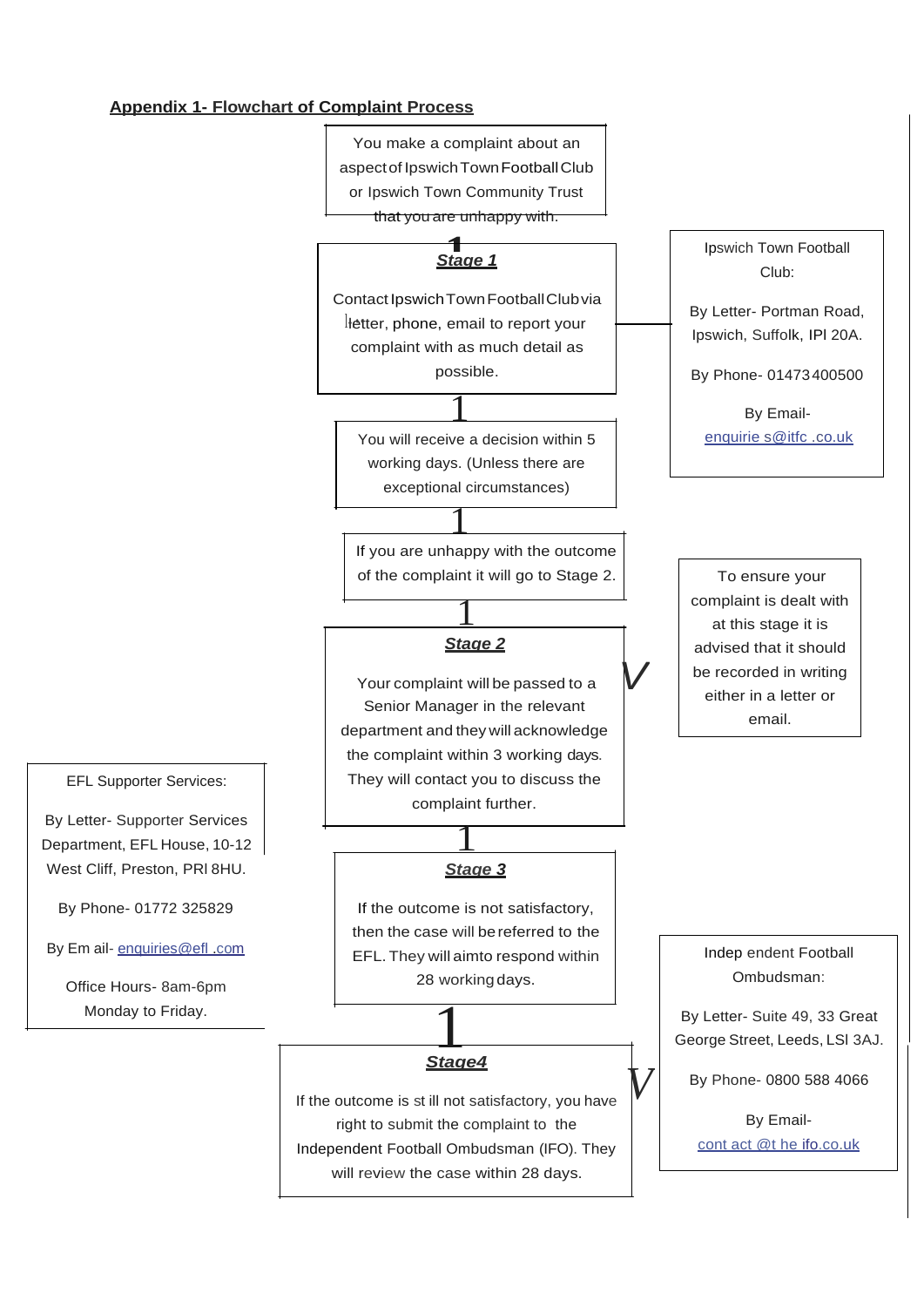## Appendix 1- Flowchart of Complaint Process

You make a complaint about an aspect of Ipswich Town Football Club or Ipswich Town Community Trust that you are unhappy with.

### Stage 1

Contact Ipswich Town Football Club via letter, phone, email to report your complaint with as much detail as possible.

Ipswich Town Football Club:

By Letter- Portman Road, Ipswich, Suffolk, IPl 20A.

By Phone- 01473 400500

By Email- enquirie s@itfc .co.uk

You will receive a decision within 5 working days. (Unless there are exceptional circumstances)

If you are unhappy with the outcome of the complaint it will go to Stage 2.

### Stage 2

Your complaint will be passed to a Senior Manager in the relevant department and they will acknowledge the complaint within 3 working days. They will contact you to discuss the complaint further.

To ensure your complaint is dealt with at this stage it is advised that it should be recorded in writing either in a letter or email.

### Stage 3

If the outcome is not satisfactory, then the case will be referred to the EFL. They will aim to respond within 28 working days.

EFL Supporter Services:

By Letter- Supporter Services Department, EFL House, 10-12 West Cliff, Preston, PRl 8HU.

By Phone- 01772 325829

By Em ail- enquiries@efl .com

Office Hours- 8am-6pm Monday to Friday.

### Stage4

If the outcome is st ill not satisfactory, you have right to submit the complaint to the Independent Football Ombudsman (IFO). They will review the case within 28 days.

Indep endent Football Ombudsman:

By Letter- Suite 49, 33 Great George Street, Leeds, LSl 3AJ.

By Phone- 0800 588 4066

By Email- cont act @t he ifo.co.uk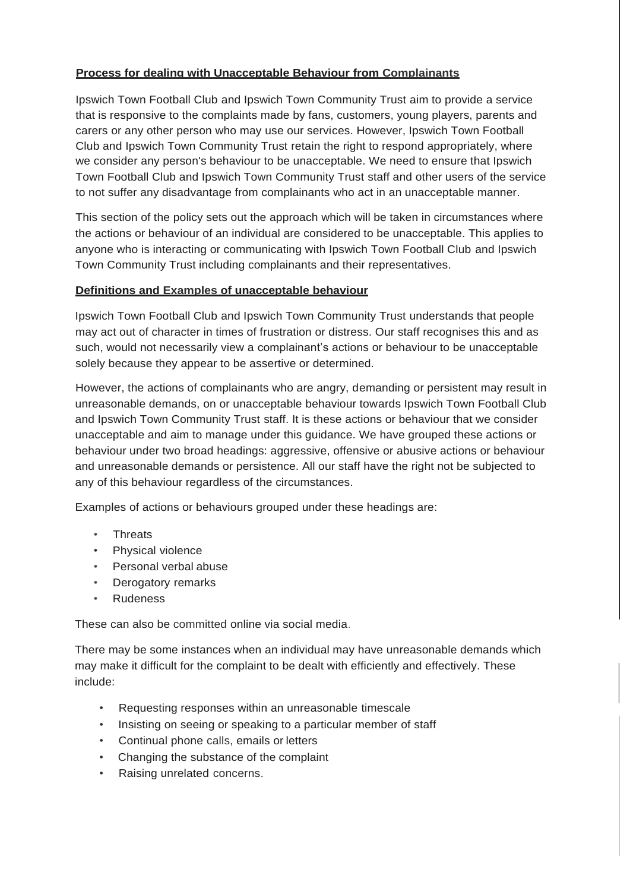**Process for dealing with Unacceptable Behaviour from Complainants**

Ipswich Town Football Club and Ipswich Town Community Trust aim to provide a service that is responsive to the complaints made by fans, customers, young players, parents and carers or any other person who may use our services. However, Ipswich Town Football Club and Ipswich Town Community Trust retain the right to respond appropriately, where we consider any person's behaviour to be unacceptable. We need to ensure that Ipswich Town Football Club and Ipswich Town Community Trust staff and other users of the service to not suffer any disadvantage from complainants who act in an unacceptable manner.

This section of the policy sets out the approach which will be taken in circumstances where the actions or behaviour of an individual are considered to be unacceptable. This applies to anyone who is interacting or communicating with Ipswich Town Football Club and Ipswich Town Community Trust including complainants and their representatives.

**Definitions and Examples of unacceptable behaviour**

Ipswich Town Football Club and Ipswich Town Community Trust understands that people may act out of character in times of frustration or distress. Our staff recognises this and as such, would not necessarily view a complainant's actions or behaviour to be unacceptable solely because they appear to be assertive or determined.

However, the actions of complainants who are angry, demanding or persistent may result in unreasonable demands, on or unacceptable behaviour towards Ipswich Town Football Club and Ipswich Town Community Trust staff. It is these actions or behaviour that we consider unacceptable and aim to manage under this guidance. We have grouped these actions or behaviour under two broad headings: aggressive, offensive or abusive actions or behaviour and unreasonable demands or persistence. All our staff have the right not be subjected to any of this behaviour regardless of the circumstances.

Examples of actions or behaviours grouped under these headings are:

- Threats
- Physical violence
- Personal verbal abuse
- Derogatory remarks
- Rudeness

These can also be committed online via social media.

There may be some instances when an individual may have unreasonable demands which may make it difficult for the complaint to be dealt with efficiently and effectively. These include:

- Requesting responses within an unreasonable timescale
- Insisting on seeing or speaking to a particular member of staff
- Continual phone calls, emails or letters
- Changing the substance of the complaint
- Raising unrelated concerns.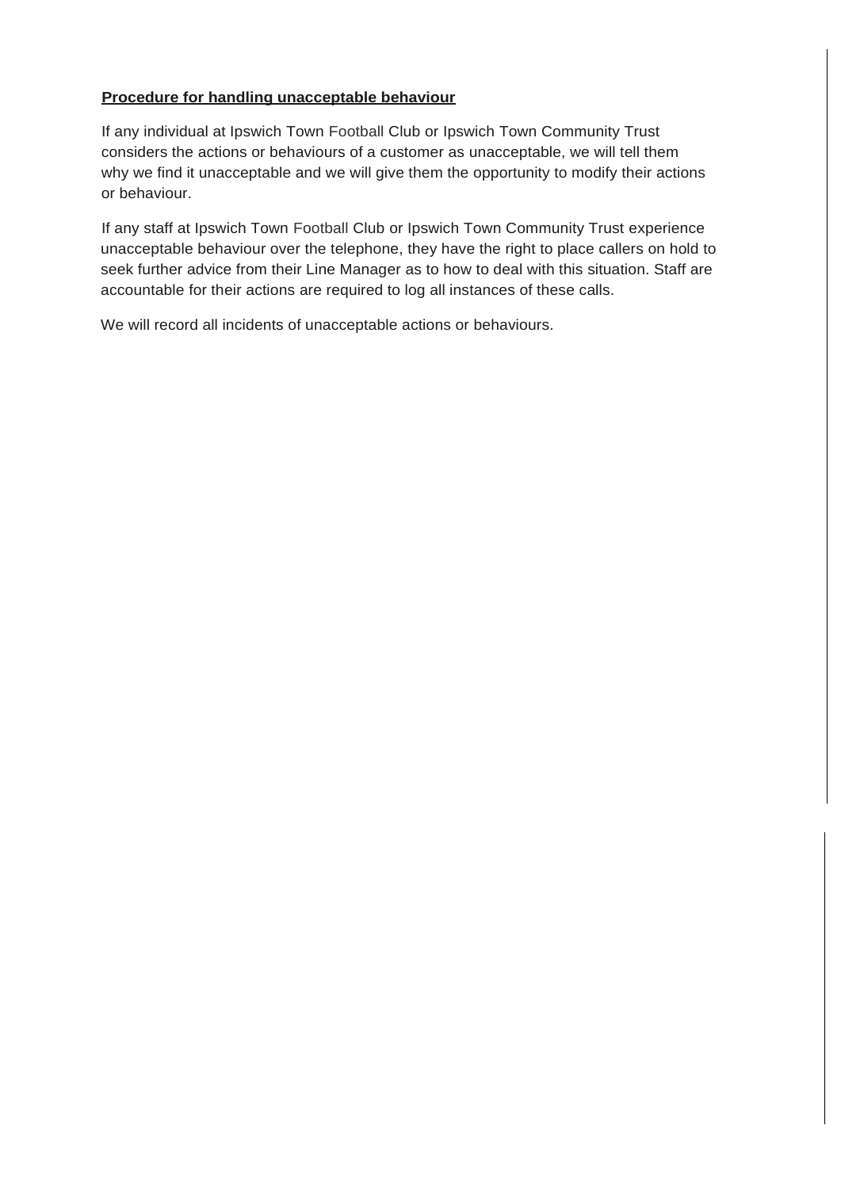**Procedure for handling unacceptable behaviour**

If any individual at Ipswich Town Football Club or Ipswich Town Community Trust considers the actions or behaviours of a customer as unacceptable, we will tell them why we find it unacceptable and we will give them the opportunity to modify their actions or behaviour.

If any staff at Ipswich Town Football Club or Ipswich Town Community Trust experience unacceptable behaviour over the telephone, they have the right to place callers on hold to seek further advice from their Line Manager as to how to deal with this situation. Staff are accountable for their actions are required to log all instances of these calls.

We will record all incidents of unacceptable actions or behaviours.